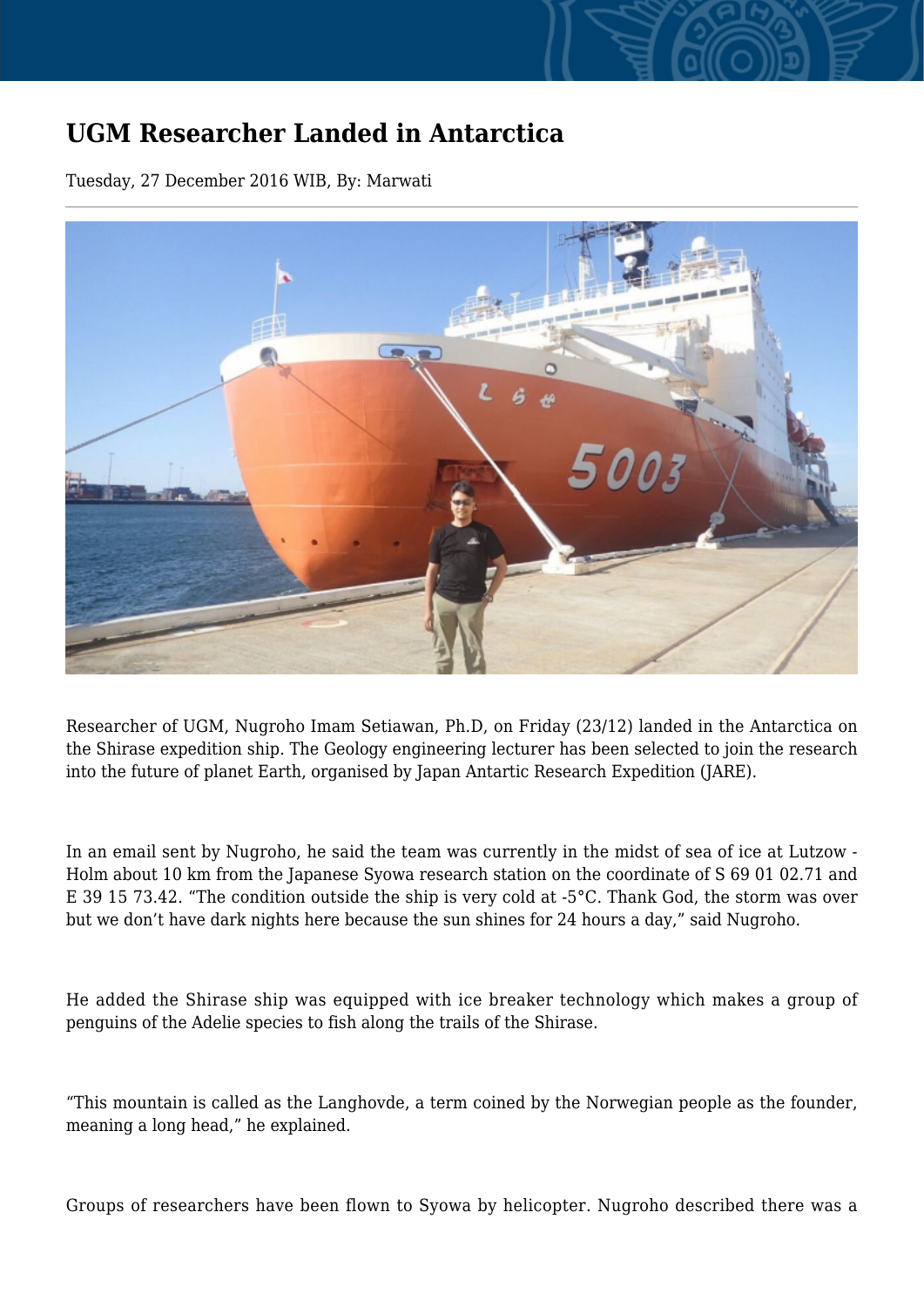# UGM Researcher Landed in Antarctica

Tuesday, 27 December 2016 WIB, By: Marwati

Researcher of UGM, Nugroho Imam Setiawan, Ph.D, on Friday (23/12) landed in the Antarctica on the Shirase expedition ship. The Geology engineering lecturer has been selected to join the research into the future of planet Earth, organised by Japan Antartic Research Expedition (JARE).

In an email sent by Nugroho, he said the team was currently in the midst of sea of ice at Lutzow - Holm about 10 km from the Japanese Syowa research station on the coordinate of S 69 01 02.71 and E 39 15 73.42. “The condition outside the ship is very cold at -5°C. Thank God, the storm was over but we don’t have dark nights here because the sun shines for 24 hours a day,” said Nugroho.

He added the Shirase ship was equipped with ice breaker technology which makes a group of penguins of the Adelie species to fish along the trails of the Shirase.

“This mountain is called as the Langhovde, a term coined by the Norwegian people as the founder, meaning a long head,” he explained.

Groups of researchers have been flown to Syowa by helicopter. Nugroho described there was a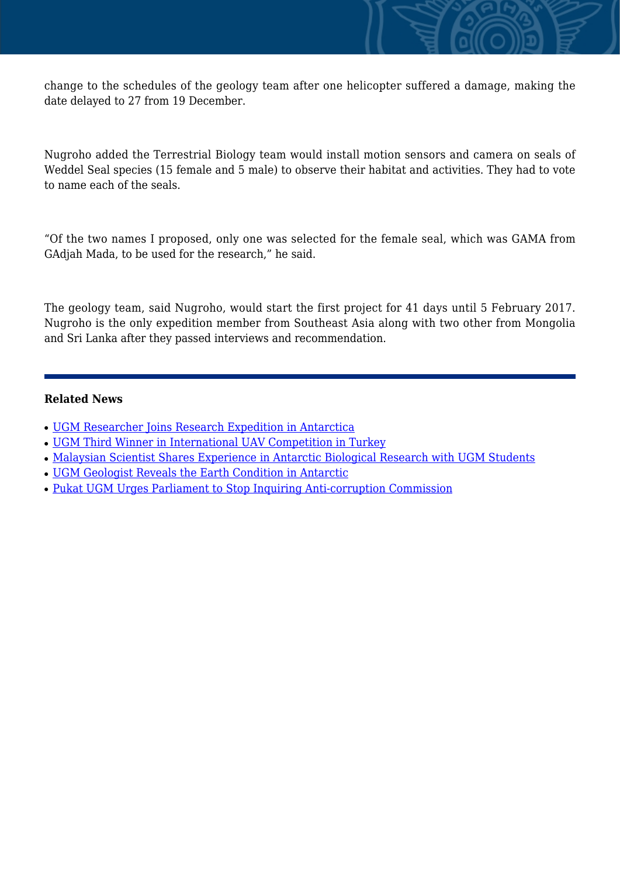change to the schedules of the geology team after one helicopter suffered a damage, making the date delayed to 27 from 19 December.

Nugroho added the Terrestrial Biology team would install motion sensors and camera on seals of Weddel Seal species (15 female and 5 male) to observe their habitat and activities. They had to vote to name each of the seals.

"Of the two names I proposed, only one was selected for the female seal, which was GAMA from GAdjah Mada, to be used for the research," he said.

The geology team, said Nugroho, would start the first project for 41 days until 5 February 2017. Nugroho is the only expedition member from Southeast Asia along with two other from Mongolia and Sri Lanka after they passed interviews and recommendation.

---

**Related News**

- UGM Researcher Joins Research Expedition in Antarctica
- UGM Third Winner in International UAV Competition in Turkey
- Malaysian Scientist Shares Experience in Antarctic Biological Research with UGM Students
- UGM Geologist Reveals the Earth Condition in Antarctic
- Pukat UGM Urges Parliament to Stop Inquiring Anti-corruption Commission